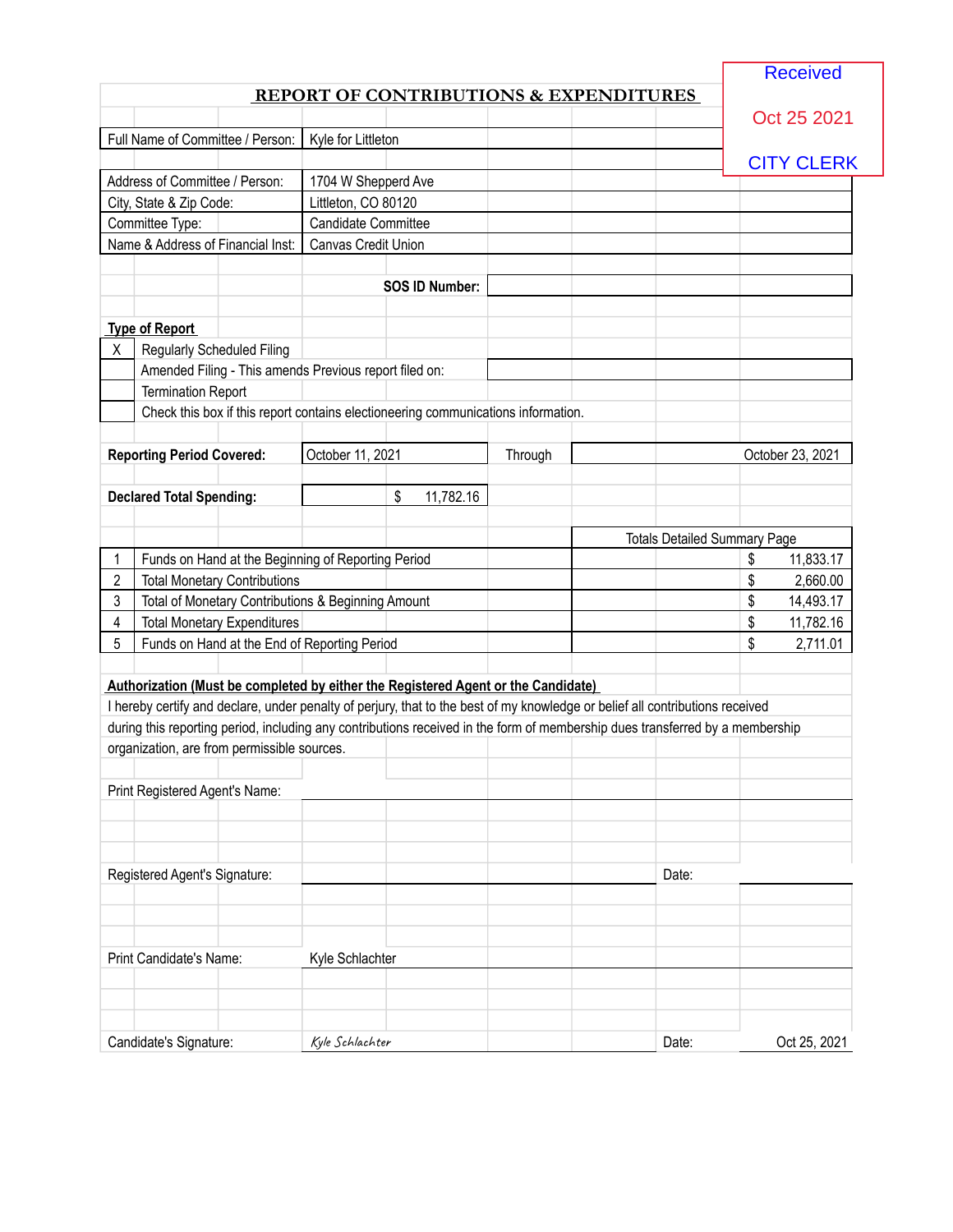Received

Oct 25 2021

CITY CLERK

## REPORT OF CONTRIBUTIONS & EXPENDITURES

| | |
|---|---|
| Full Name of Committee / Person: | Kyle for Littleton |
| Address of Committee / Person: | 1704 W Shepperd Ave |
| City, State & Zip Code: | Littleton, CO 80120 |
| Committee Type: | Candidate Committee |
| Name & Address of Financial Inst: | Canvas Credit Union |

**SOS ID Number:**

**Type of Report**

| | |
|---|---|
| X | Regularly Scheduled Filing |
| | Amended Filing - This amends Previous report filed on: |
| | Termination Report |
| | Check this box if this report contains electioneering communications information. |

**Reporting Period Covered:** October 11, 2021 Through October 23, 2021

**Declared Total Spending:** $ 11,782.16

| | | Totals Detailed Summary Page |
|---|---|---|
| 1 | Funds on Hand at the Beginning of Reporting Period | $ 11,833.17 |
| 2 | Total Monetary Contributions | $ 2,660.00 |
| 3 | Total of Monetary Contributions & Beginning Amount | $ 14,493.17 |
| 4 | Total Monetary Expenditures | $ 11,782.16 |
| 5 | Funds on Hand at the End of Reporting Period | $ 2,711.01 |

**Authorization (Must be completed by either the Registered Agent or the Candidate)**

I hereby certify and declare, under penalty of perjury, that to the best of my knowledge or belief all contributions received during this reporting period, including any contributions received in the form of membership dues transferred by a membership organization, are from permissible sources.

Print Registered Agent's Name:

Registered Agent's Signature: Date:

Print Candidate's Name: Kyle Schlachter

Candidate's Signature: *Kyle Schlachter* Date: Oct 25, 2021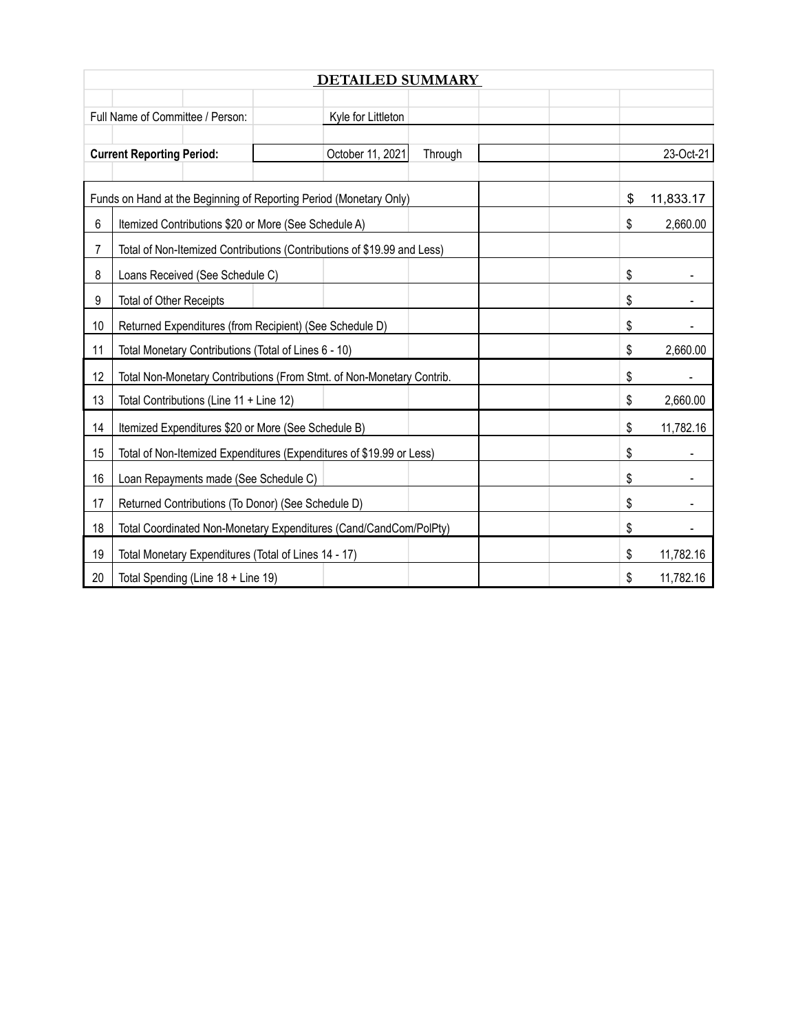# DETAILED SUMMARY

Full Name of Committee / Person: Kyle for Littleton

**Current Reporting Period:** October 11, 2021 Through 23-Oct-21

| Line | Description | Amount |
|---|---|---|
| | Funds on Hand at the Beginning of Reporting Period (Monetary Only) | $ 11,833.17 |
| 6 | Itemized Contributions $20 or More (See Schedule A) | $ 2,660.00 |
| 7 | Total of Non-Itemized Contributions (Contributions of $19.99 and Less) | |
| 8 | Loans Received (See Schedule C) | $ - |
| 9 | Total of Other Receipts | $ - |
| 10 | Returned Expenditures (from Recipient) (See Schedule D) | $ - |
| 11 | Total Monetary Contributions (Total of Lines 6 - 10) | $ 2,660.00 |
| 12 | Total Non-Monetary Contributions (From Stmt. of Non-Monetary Contrib. | $ - |
| 13 | Total Contributions (Line 11 + Line 12) | $ 2,660.00 |
| 14 | Itemized Expenditures $20 or More (See Schedule B) | $ 11,782.16 |
| 15 | Total of Non-Itemized Expenditures (Expenditures of $19.99 or Less) | $ - |
| 16 | Loan Repayments made (See Schedule C) | $ - |
| 17 | Returned Contributions (To Donor) (See Schedule D) | $ - |
| 18 | Total Coordinated Non-Monetary Expenditures (Cand/CandCom/PolPty) | $ - |
| 19 | Total Monetary Expenditures (Total of Lines 14 - 17) | $ 11,782.16 |
| 20 | Total Spending (Line 18 + Line 19) | $ 11,782.16 |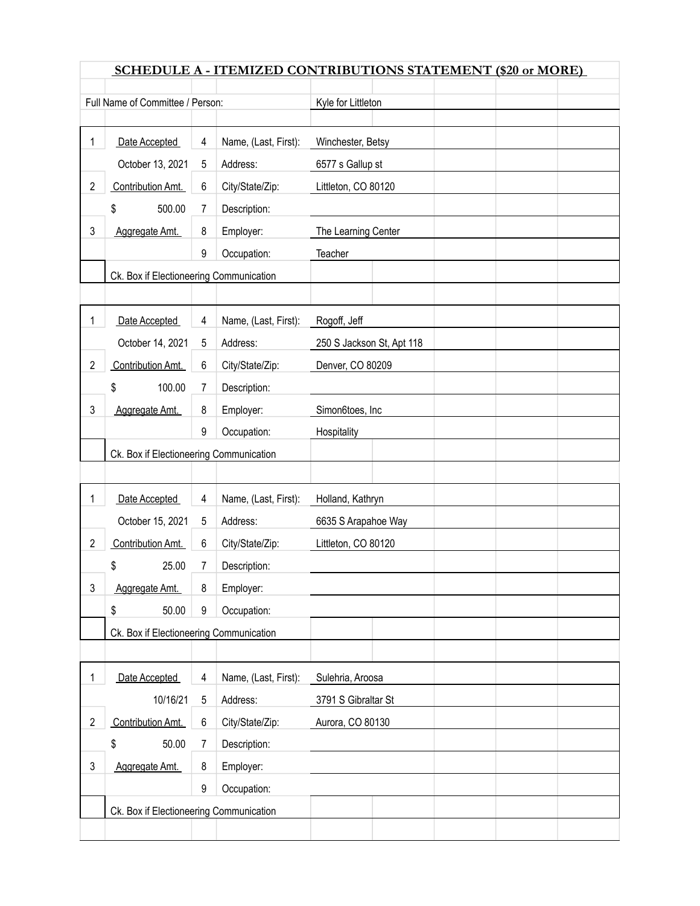## SCHEDULE A - ITEMIZED CONTRIBUTIONS STATEMENT ($20 or MORE)

Full Name of Committee / Person: Kyle for Littleton

| | | | | |
|---|---|---|---|---|
| 1 | Date Accepted | 4 | Name, (Last, First): | Winchester, Betsy |
| | October 13, 2021 | 5 | Address: | 6577 s Gallup st |
| 2 | Contribution Amt. | 6 | City/State/Zip: | Littleton, CO 80120 |
| | $ 500.00 | 7 | Description: | |
| 3 | Aggregate Amt. | 8 | Employer: | The Learning Center |
| | | 9 | Occupation: | Teacher |
| | Ck. Box if Electioneering Communication | | | |

| | | | | |
|---|---|---|---|---|
| 1 | Date Accepted | 4 | Name, (Last, First): | Rogoff, Jeff |
| | October 14, 2021 | 5 | Address: | 250 S Jackson St, Apt 118 |
| 2 | Contribution Amt. | 6 | City/State/Zip: | Denver, CO 80209 |
| | $ 100.00 | 7 | Description: | |
| 3 | Aggregate Amt. | 8 | Employer: | Simon6toes, Inc |
| | | 9 | Occupation: | Hospitality |
| | Ck. Box if Electioneering Communication | | | |

| | | | | |
|---|---|---|---|---|
| 1 | Date Accepted | 4 | Name, (Last, First): | Holland, Kathryn |
| | October 15, 2021 | 5 | Address: | 6635 S Arapahoe Way |
| 2 | Contribution Amt. | 6 | City/State/Zip: | Littleton, CO 80120 |
| | $ 25.00 | 7 | Description: | |
| 3 | Aggregate Amt. | 8 | Employer: | |
| | $ 50.00 | 9 | Occupation: | |
| | Ck. Box if Electioneering Communication | | | |

| | | | | |
|---|---|---|---|---|
| 1 | Date Accepted | 4 | Name, (Last, First): | Sulehria, Aroosa |
| | 10/16/21 | 5 | Address: | 3791 S Gibraltar St |
| 2 | Contribution Amt. | 6 | City/State/Zip: | Aurora, CO 80130 |
| | $ 50.00 | 7 | Description: | |
| 3 | Aggregate Amt. | 8 | Employer: | |
| | | 9 | Occupation: | |
| | Ck. Box if Electioneering Communication | | | |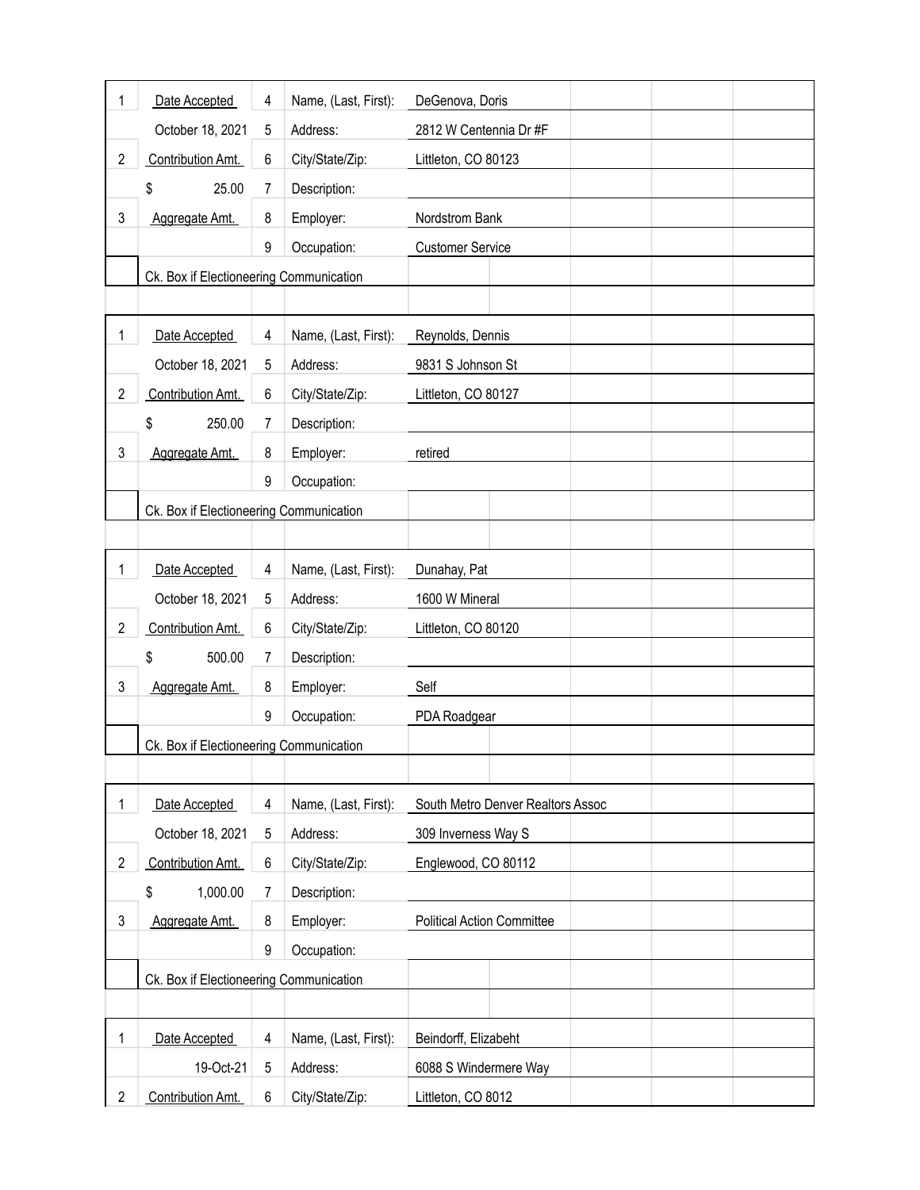| | | | | |
|---|---|---|---|---|
| 1 | Date Accepted | 4 | Name, (Last, First): | DeGenova, Doris |
| | October 18, 2021 | 5 | Address: | 2812 W Centennia Dr #F |
| 2 | Contribution Amt. | 6 | City/State/Zip: | Littleton, CO 80123 |
| | $ 25.00 | 7 | Description: | |
| 3 | Aggregate Amt. | 8 | Employer: | Nordstrom Bank |
| | | 9 | Occupation: | Customer Service |
| | Ck. Box if Electioneering Communication | | | |

| | | | | |
|---|---|---|---|---|
| 1 | Date Accepted | 4 | Name, (Last, First): | Reynolds, Dennis |
| | October 18, 2021 | 5 | Address: | 9831 S Johnson St |
| 2 | Contribution Amt. | 6 | City/State/Zip: | Littleton, CO 80127 |
| | $ 250.00 | 7 | Description: | |
| 3 | Aggregate Amt. | 8 | Employer: | retired |
| | | 9 | Occupation: | |
| | Ck. Box if Electioneering Communication | | | |

| | | | | |
|---|---|---|---|---|
| 1 | Date Accepted | 4 | Name, (Last, First): | Dunahay, Pat |
| | October 18, 2021 | 5 | Address: | 1600 W Mineral |
| 2 | Contribution Amt. | 6 | City/State/Zip: | Littleton, CO 80120 |
| | $ 500.00 | 7 | Description: | |
| 3 | Aggregate Amt. | 8 | Employer: | Self |
| | | 9 | Occupation: | PDA Roadgear |
| | Ck. Box if Electioneering Communication | | | |

| | | | | |
|---|---|---|---|---|
| 1 | Date Accepted | 4 | Name, (Last, First): | South Metro Denver Realtors Assoc |
| | October 18, 2021 | 5 | Address: | 309 Inverness Way S |
| 2 | Contribution Amt. | 6 | City/State/Zip: | Englewood, CO 80112 |
| | $ 1,000.00 | 7 | Description: | |
| 3 | Aggregate Amt. | 8 | Employer: | Political Action Committee |
| | | 9 | Occupation: | |
| | Ck. Box if Electioneering Communication | | | |

| | | | | |
|---|---|---|---|---|
| 1 | Date Accepted | 4 | Name, (Last, First): | Beindorff, Elizabeht |
| | 19-Oct-21 | 5 | Address: | 6088 S Windermere Way |
| 2 | Contribution Amt. | 6 | City/State/Zip: | Littleton, CO 8012 |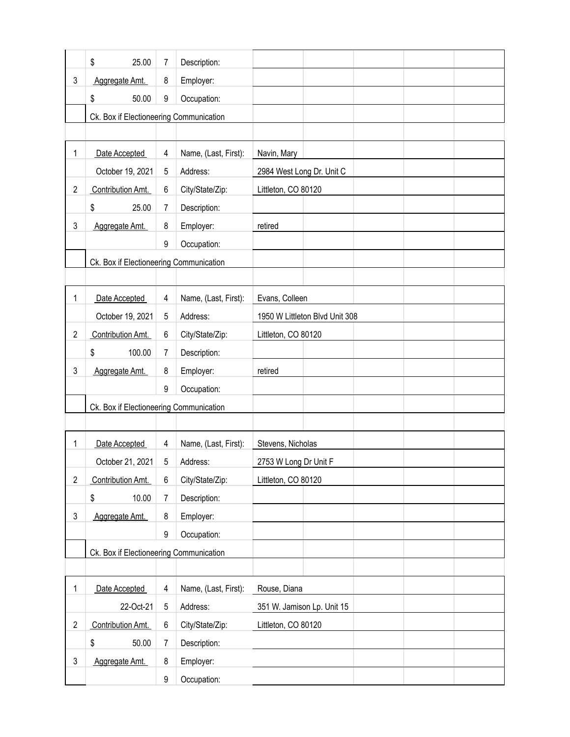| | | | | |
|---|---|---|---|---|
| | $ 25.00 | 7 | Description: | |
| 3 | Aggregate Amt. | 8 | Employer: | |
| | $ 50.00 | 9 | Occupation: | |
| | Ck. Box if Electioneering Communication | | | |

| | | | | |
|---|---|---|---|---|
| 1 | Date Accepted | 4 | Name, (Last, First): | Navin, Mary |
| | October 19, 2021 | 5 | Address: | 2984 West Long Dr. Unit C |
| 2 | Contribution Amt. | 6 | City/State/Zip: | Littleton, CO 80120 |
| | $ 25.00 | 7 | Description: | |
| 3 | Aggregate Amt. | 8 | Employer: | retired |
| | | 9 | Occupation: | |
| | Ck. Box if Electioneering Communication | | | |

| | | | | |
|---|---|---|---|---|
| 1 | Date Accepted | 4 | Name, (Last, First): | Evans, Colleen |
| | October 19, 2021 | 5 | Address: | 1950 W Littleton Blvd Unit 308 |
| 2 | Contribution Amt. | 6 | City/State/Zip: | Littleton, CO 80120 |
| | $ 100.00 | 7 | Description: | |
| 3 | Aggregate Amt. | 8 | Employer: | retired |
| | | 9 | Occupation: | |
| | Ck. Box if Electioneering Communication | | | |

| | | | | |
|---|---|---|---|---|
| 1 | Date Accepted | 4 | Name, (Last, First): | Stevens, Nicholas |
| | October 21, 2021 | 5 | Address: | 2753 W Long Dr Unit F |
| 2 | Contribution Amt. | 6 | City/State/Zip: | Littleton, CO 80120 |
| | $ 10.00 | 7 | Description: | |
| 3 | Aggregate Amt. | 8 | Employer: | |
| | | 9 | Occupation: | |
| | Ck. Box if Electioneering Communication | | | |

| | | | | |
|---|---|---|---|---|
| 1 | Date Accepted | 4 | Name, (Last, First): | Rouse, Diana |
| | 22-Oct-21 | 5 | Address: | 351 W. Jamison Lp. Unit 15 |
| 2 | Contribution Amt. | 6 | City/State/Zip: | Littleton, CO 80120 |
| | $ 50.00 | 7 | Description: | |
| 3 | Aggregate Amt. | 8 | Employer: | |
| | | 9 | Occupation: | |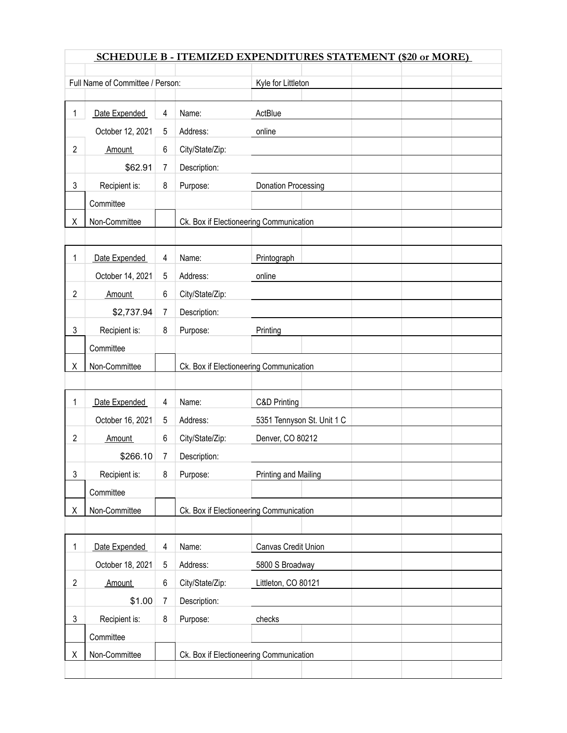## SCHEDULE B - ITEMIZED EXPENDITURES STATEMENT ($20 or MORE)

Full Name of Committee / Person: Kyle for Littleton

| | | | | |
|---|---|---|---|---|
| 1 | Date Expended | 4 | Name: | ActBlue |
| | October 12, 2021 | 5 | Address: | online |
| 2 | Amount | 6 | City/State/Zip: | |
| | $62.91 | 7 | Description: | |
| 3 | Recipient is: | 8 | Purpose: | Donation Processing |
| | Committee | | | |
| X | Non-Committee | | Ck. Box if Electioneering Communication | |

| | | | | |
|---|---|---|---|---|
| 1 | Date Expended | 4 | Name: | Printograph |
| | October 14, 2021 | 5 | Address: | online |
| 2 | Amount | 6 | City/State/Zip: | |
| | $2,737.94 | 7 | Description: | |
| 3 | Recipient is: | 8 | Purpose: | Printing |
| | Committee | | | |
| X | Non-Committee | | Ck. Box if Electioneering Communication | |

| | | | | |
|---|---|---|---|---|
| 1 | Date Expended | 4 | Name: | C&D Printing |
| | October 16, 2021 | 5 | Address: | 5351 Tennyson St. Unit 1 C |
| 2 | Amount | 6 | City/State/Zip: | Denver, CO 80212 |
| | $266.10 | 7 | Description: | |
| 3 | Recipient is: | 8 | Purpose: | Printing and Mailing |
| | Committee | | | |
| X | Non-Committee | | Ck. Box if Electioneering Communication | |

| | | | | |
|---|---|---|---|---|
| 1 | Date Expended | 4 | Name: | Canvas Credit Union |
| | October 18, 2021 | 5 | Address: | 5800 S Broadway |
| 2 | Amount | 6 | City/State/Zip: | Littleton, CO 80121 |
| | $1.00 | 7 | Description: | |
| 3 | Recipient is: | 8 | Purpose: | checks |
| | Committee | | | |
| X | Non-Committee | | Ck. Box if Electioneering Communication | |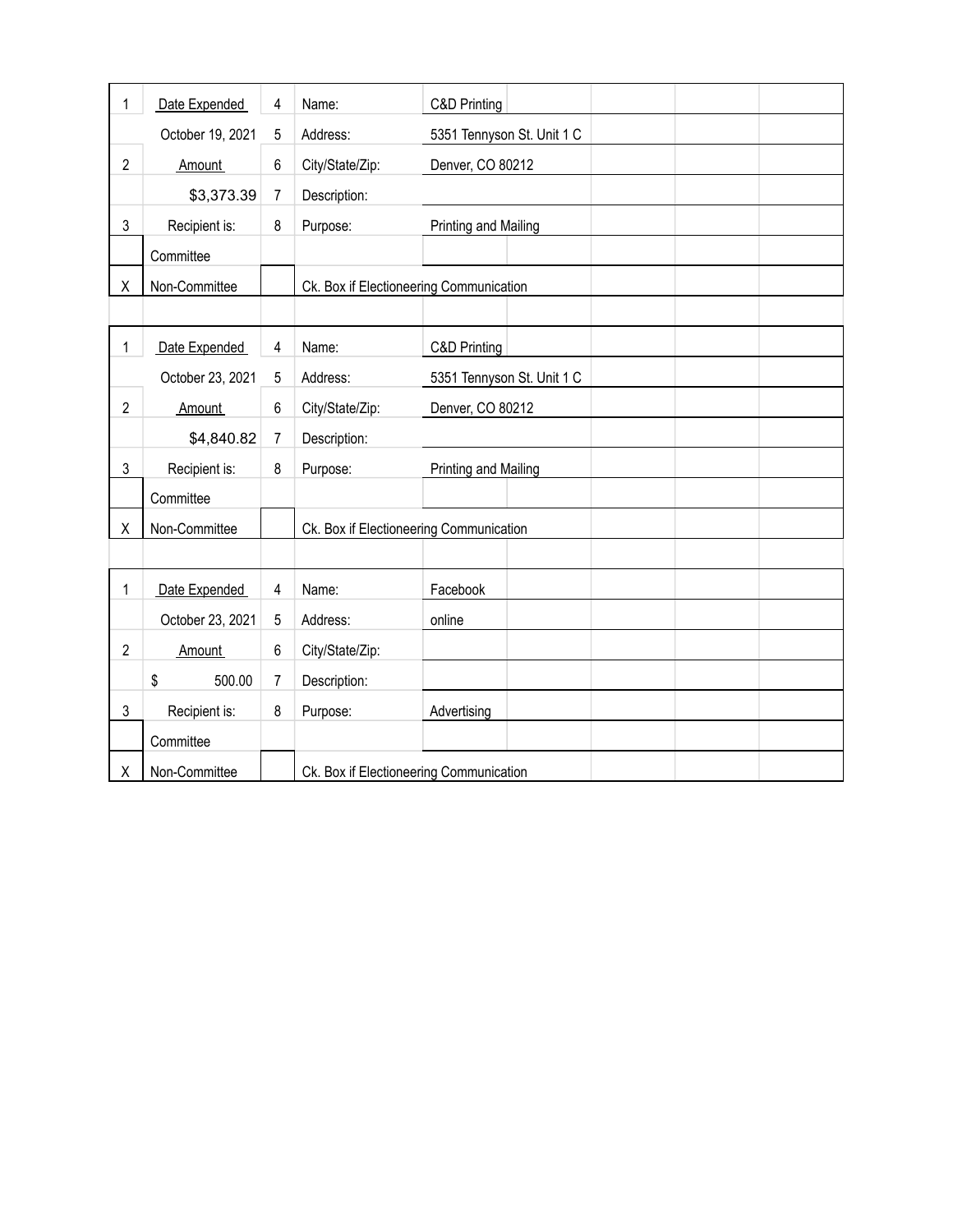| | | | | |
|---|---|---|---|---|
| 1 | Date Expended | 4 | Name: | C&D Printing |
| | October 19, 2021 | 5 | Address: | 5351 Tennyson St. Unit 1 C |
| 2 | Amount | 6 | City/State/Zip: | Denver, CO 80212 |
| | $3,373.39 | 7 | Description: | |
| 3 | Recipient is: | 8 | Purpose: | Printing and Mailing |
| | Committee | | | |
| X | Non-Committee | | Ck. Box if Electioneering Communication | |

| | | | | |
|---|---|---|---|---|
| 1 | Date Expended | 4 | Name: | C&D Printing |
| | October 23, 2021 | 5 | Address: | 5351 Tennyson St. Unit 1 C |
| 2 | Amount | 6 | City/State/Zip: | Denver, CO 80212 |
| | $4,840.82 | 7 | Description: | |
| 3 | Recipient is: | 8 | Purpose: | Printing and Mailing |
| | Committee | | | |
| X | Non-Committee | | Ck. Box if Electioneering Communication | |

| | | | | |
|---|---|---|---|---|
| 1 | Date Expended | 4 | Name: | Facebook |
| | October 23, 2021 | 5 | Address: | online |
| 2 | Amount | 6 | City/State/Zip: | |
| | $ 500.00 | 7 | Description: | |
| 3 | Recipient is: | 8 | Purpose: | Advertising |
| | Committee | | | |
| X | Non-Committee | | Ck. Box if Electioneering Communication | |